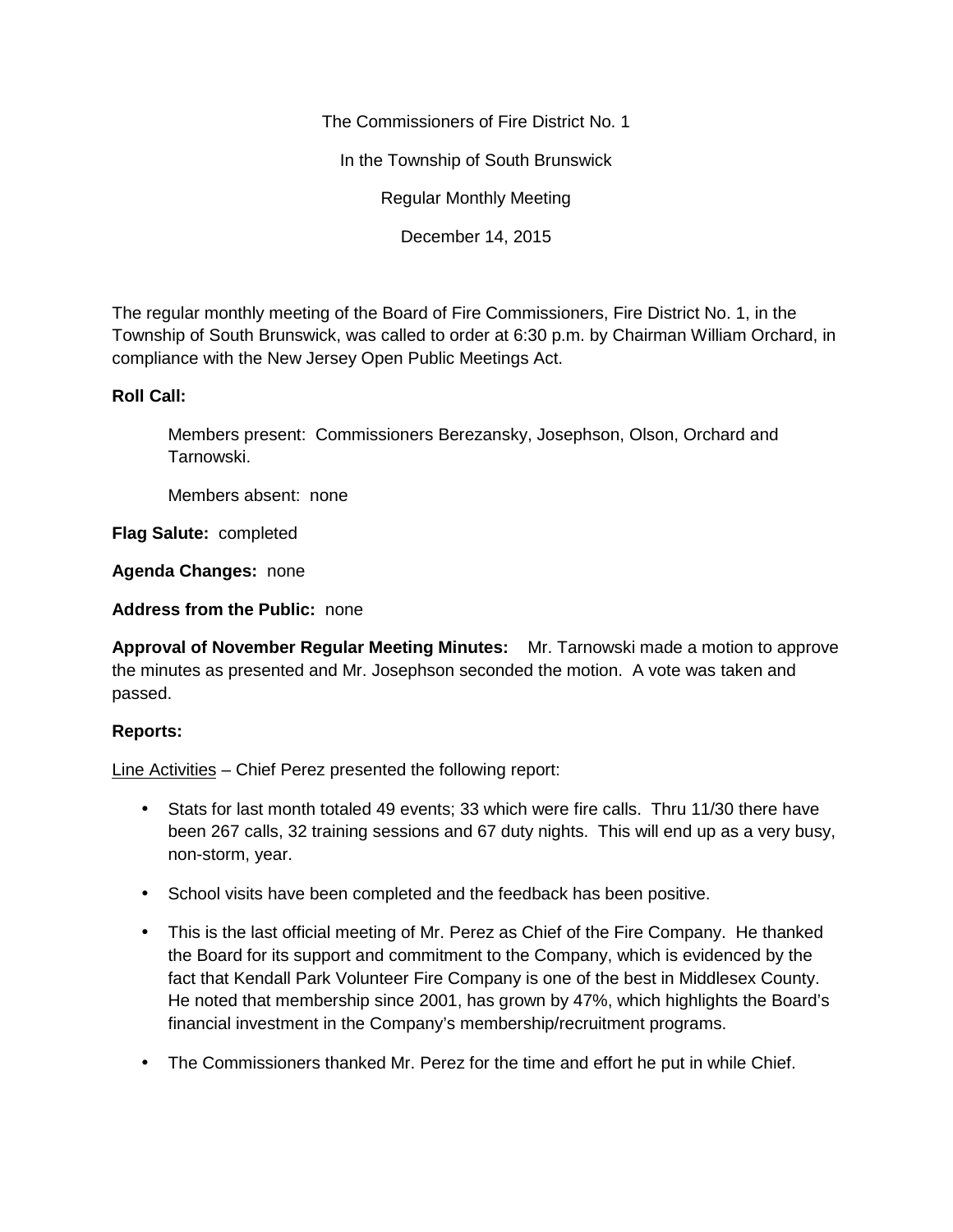The Commissioners of Fire District No. 1

In the Township of South Brunswick

Regular Monthly Meeting

December 14, 2015

The regular monthly meeting of the Board of Fire Commissioners, Fire District No. 1, in the Township of South Brunswick, was called to order at 6:30 p.m. by Chairman William Orchard, in compliance with the New Jersey Open Public Meetings Act.

**Roll Call:**

Members present: Commissioners Berezansky, Josephson, Olson, Orchard and Tarnowski.

Members absent: none

**Flag Salute:** completed

**Agenda Changes:** none

**Address from the Public:** none

**Approval of November Regular Meeting Minutes:** Mr. Tarnowski made a motion to approve the minutes as presented and Mr. Josephson seconded the motion. A vote was taken and passed.

**Reports:**

Line Activities – Chief Perez presented the following report:

- Stats for last month totaled 49 events; 33 which were fire calls. Thru 11/30 there have been 267 calls, 32 training sessions and 67 duty nights. This will end up as a very busy, non-storm, year.
- School visits have been completed and the feedback has been positive.
- This is the last official meeting of Mr. Perez as Chief of the Fire Company. He thanked the Board for its support and commitment to the Company, which is evidenced by the fact that Kendall Park Volunteer Fire Company is one of the best in Middlesex County. He noted that membership since 2001, has grown by 47%, which highlights the Board's financial investment in the Company's membership/recruitment programs.
- The Commissioners thanked Mr. Perez for the time and effort he put in while Chief.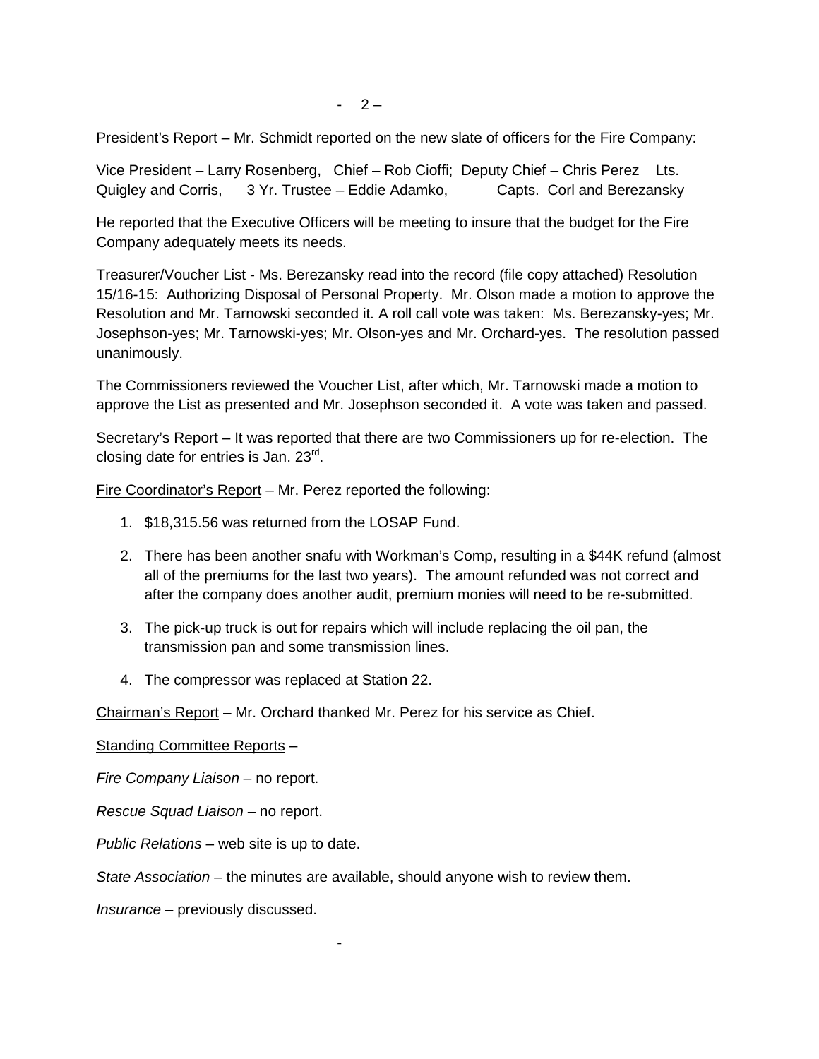President's Report – Mr. Schmidt reported on the new slate of officers for the Fire Company:

Vice President – Larry Rosenberg, Chief – Rob Cioffi; Deputy Chief – Chris Perez Lts. Quigley and Corris, 3 Yr. Trustee – Eddie Adamko, Capts. Corl and Berezansky

He reported that the Executive Officers will be meeting to insure that the budget for the Fire Company adequately meets its needs.

Treasurer/Voucher List - Ms. Berezansky read into the record (file copy attached) Resolution 15/16-15: Authorizing Disposal of Personal Property. Mr. Olson made a motion to approve the Resolution and Mr. Tarnowski seconded it. A roll call vote was taken: Ms. Berezansky-yes; Mr. Josephson-yes; Mr. Tarnowski-yes; Mr. Olson-yes and Mr. Orchard-yes. The resolution passed unanimously.

The Commissioners reviewed the Voucher List, after which, Mr. Tarnowski made a motion to approve the List as presented and Mr. Josephson seconded it. A vote was taken and passed.

Secretary's Report – It was reported that there are two Commissioners up for re-election. The closing date for entries is Jan. 23rd.

Fire Coordinator's Report – Mr. Perez reported the following:

1. $18,315.56 was returned from the LOSAP Fund.
2. There has been another snafu with Workman's Comp, resulting in a $44K refund (almost all of the premiums for the last two years). The amount refunded was not correct and after the company does another audit, premium monies will need to be re-submitted.
3. The pick-up truck is out for repairs which will include replacing the oil pan, the transmission pan and some transmission lines.
4. The compressor was replaced at Station 22.

Chairman's Report – Mr. Orchard thanked Mr. Perez for his service as Chief.

Standing Committee Reports –

*Fire Company Liaison* – no report.

*Rescue Squad Liaison* – no report.

*Public Relations* – web site is up to date.

*State Association* – the minutes are available, should anyone wish to review them.

*Insurance* – previously discussed.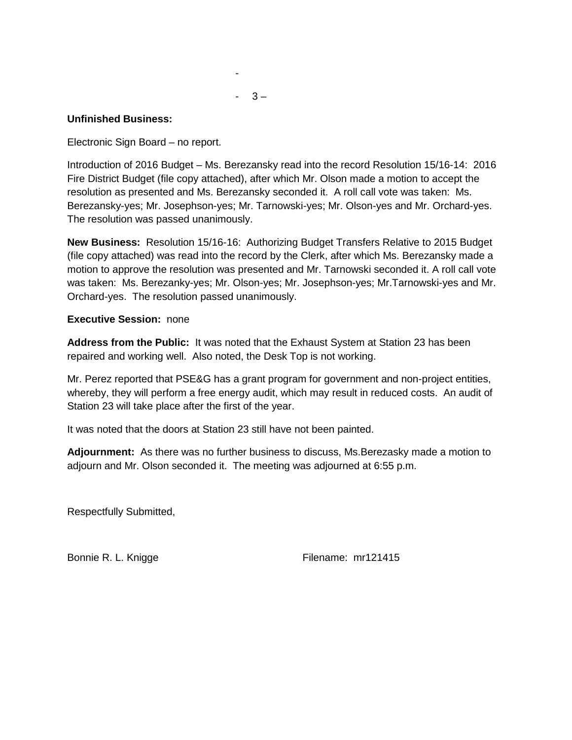**Unfinished Business:**

Electronic Sign Board – no report.

Introduction of 2016 Budget – Ms. Berezansky read into the record Resolution 15/16-14: 2016 Fire District Budget (file copy attached), after which Mr. Olson made a motion to accept the resolution as presented and Ms. Berezansky seconded it. A roll call vote was taken: Ms. Berezansky-yes; Mr. Josephson-yes; Mr. Tarnowski-yes; Mr. Olson-yes and Mr. Orchard-yes. The resolution was passed unanimously.

**New Business:** Resolution 15/16-16: Authorizing Budget Transfers Relative to 2015 Budget (file copy attached) was read into the record by the Clerk, after which Ms. Berezansky made a motion to approve the resolution was presented and Mr. Tarnowski seconded it. A roll call vote was taken: Ms. Berezanky-yes; Mr. Olson-yes; Mr. Josephson-yes; Mr.Tarnowski-yes and Mr. Orchard-yes. The resolution passed unanimously.

**Executive Session:** none

**Address from the Public:** It was noted that the Exhaust System at Station 23 has been repaired and working well. Also noted, the Desk Top is not working.

Mr. Perez reported that PSE&G has a grant program for government and non-project entities, whereby, they will perform a free energy audit, which may result in reduced costs. An audit of Station 23 will take place after the first of the year.

It was noted that the doors at Station 23 still have not been painted.

**Adjournment:** As there was no further business to discuss, Ms.Berezasky made a motion to adjourn and Mr. Olson seconded it. The meeting was adjourned at 6:55 p.m.

Respectfully Submitted,

Bonnie R. L. Knigge                Filename: mr121415